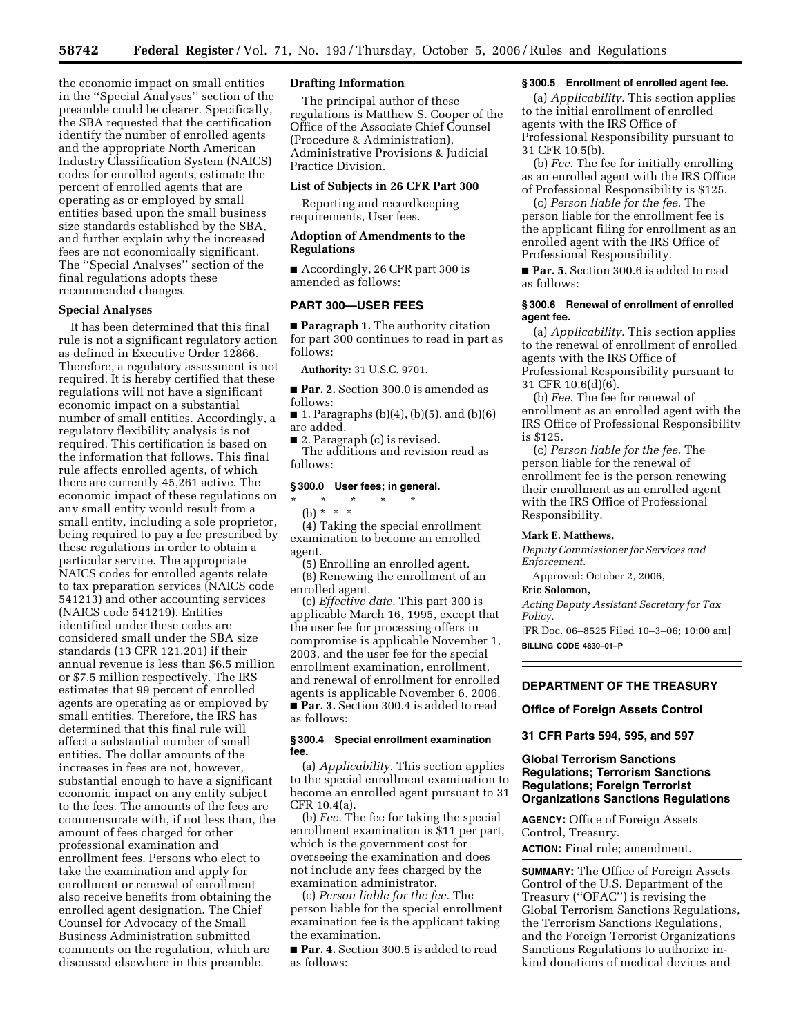the economic impact on small entities in the ''Special Analyses'' section of the preamble could be clearer. Specifically, the SBA requested that the certification identify the number of enrolled agents and the appropriate North American Industry Classification System (NAICS) codes for enrolled agents, estimate the percent of enrolled agents that are operating as or employed by small entities based upon the small business size standards established by the SBA, and further explain why the increased fees are not economically significant. The ''Special Analyses'' section of the final regulations adopts these recommended changes.

## Special Analyses

It has been determined that this final rule is not a significant regulatory action as defined in Executive Order 12866. Therefore, a regulatory assessment is not required. It is hereby certified that these regulations will not have a significant economic impact on a substantial number of small entities. Accordingly, a regulatory flexibility analysis is not required. This certification is based on the information that follows. This final rule affects enrolled agents, of which there are currently 45,261 active. The economic impact of these regulations on any small entity would result from a small entity, including a sole proprietor, being required to pay a fee prescribed by these regulations in order to obtain a particular service. The appropriate NAICS codes for enrolled agents relate to tax preparation services (NAICS code 541213) and other accounting services (NAICS code 541219). Entities identified under these codes are considered small under the SBA size standards (13 CFR 121.201) if their annual revenue is less than $6.5 million or $7.5 million respectively. The IRS estimates that 99 percent of enrolled agents are operating as or employed by small entities. Therefore, the IRS has determined that this final rule will affect a substantial number of small entities. The dollar amounts of the increases in fees are not, however, substantial enough to have a significant economic impact on any entity subject to the fees. The amounts of the fees are commensurate with, if not less than, the amount of fees charged for other professional examination and enrollment fees. Persons who elect to take the examination and apply for enrollment or renewal of enrollment also receive benefits from obtaining the enrolled agent designation. The Chief Counsel for Advocacy of the Small Business Administration submitted comments on the regulation, which are discussed elsewhere in this preamble.

## Drafting Information

The principal author of these regulations is Matthew S. Cooper of the Office of the Associate Chief Counsel (Procedure & Administration), Administrative Provisions & Judicial Practice Division.

## List of Subjects in 26 CFR Part 300

Reporting and recordkeeping requirements, User fees.

## Adoption of Amendments to the Regulations

■ Accordingly, 26 CFR part 300 is amended as follows:

## PART 300—USER FEES

■ **Paragraph 1.** The authority citation for part 300 continues to read in part as follows:

**Authority:** 31 U.S.C. 9701.

■ **Par. 2.** Section 300.0 is amended as follows:

■ 1. Paragraphs (b)(4), (b)(5), and (b)(6) are added.

■ 2. Paragraph (c) is revised.

The additions and revision read as follows:

### § 300.0 User fees; in general.

\* \* \* \* \*

(b) \* \* \*

(4) Taking the special enrollment examination to become an enrolled agent.

(5) Enrolling an enrolled agent.

(6) Renewing the enrollment of an enrolled agent.

(c) *Effective date.* This part 300 is applicable March 16, 1995, except that the user fee for processing offers in compromise is applicable November 1, 2003, and the user fee for the special enrollment examination, enrollment, and renewal of enrollment for enrolled agents is applicable November 6, 2006.

■ **Par. 3.** Section 300.4 is added to read as follows:

### § 300.4 Special enrollment examination fee.

(a) *Applicability.* This section applies to the special enrollment examination to become an enrolled agent pursuant to 31 CFR 10.4(a).

(b) *Fee.* The fee for taking the special enrollment examination is $11 per part, which is the government cost for overseeing the examination and does not include any fees charged by the examination administrator.

(c) *Person liable for the fee.* The person liable for the special enrollment examination fee is the applicant taking the examination.

■ **Par. 4.** Section 300.5 is added to read as follows:

### § 300.5 Enrollment of enrolled agent fee.

(a) *Applicability.* This section applies to the initial enrollment of enrolled agents with the IRS Office of Professional Responsibility pursuant to 31 CFR 10.5(b).

(b) *Fee.* The fee for initially enrolling as an enrolled agent with the IRS Office of Professional Responsibility is $125.

(c) *Person liable for the fee.* The person liable for the enrollment fee is the applicant filing for enrollment as an enrolled agent with the IRS Office of Professional Responsibility.

■ **Par. 5.** Section 300.6 is added to read as follows:

### § 300.6 Renewal of enrollment of enrolled agent fee.

(a) *Applicability.* This section applies to the renewal of enrollment of enrolled agents with the IRS Office of Professional Responsibility pursuant to 31 CFR 10.6(d)(6).

(b) *Fee.* The fee for renewal of enrollment as an enrolled agent with the IRS Office of Professional Responsibility is $125.

(c) *Person liable for the fee.* The person liable for the renewal of enrollment fee is the person renewing their enrollment as an enrolled agent with the IRS Office of Professional Responsibility.

**Mark E. Matthews,**

*Deputy Commissioner for Services and Enforcement.*

Approved: October 2, 2006,

**Eric Solomon,**

*Acting Deputy Assistant Secretary for Tax Policy.*

[FR Doc. 06–8525 Filed 10–3–06; 10:00 am]

**BILLING CODE 4830–01–P**

---

## DEPARTMENT OF THE TREASURY

## Office of Foreign Assets Control

## 31 CFR Parts 594, 595, and 597

## Global Terrorism Sanctions Regulations; Terrorism Sanctions Regulations; Foreign Terrorist Organizations Sanctions Regulations

**AGENCY:** Office of Foreign Assets Control, Treasury.

**ACTION:** Final rule; amendment.

**SUMMARY:** The Office of Foreign Assets Control of the U.S. Department of the Treasury (''OFAC'') is revising the Global Terrorism Sanctions Regulations, the Terrorism Sanctions Regulations, and the Foreign Terrorist Organizations Sanctions Regulations to authorize in-kind donations of medical devices and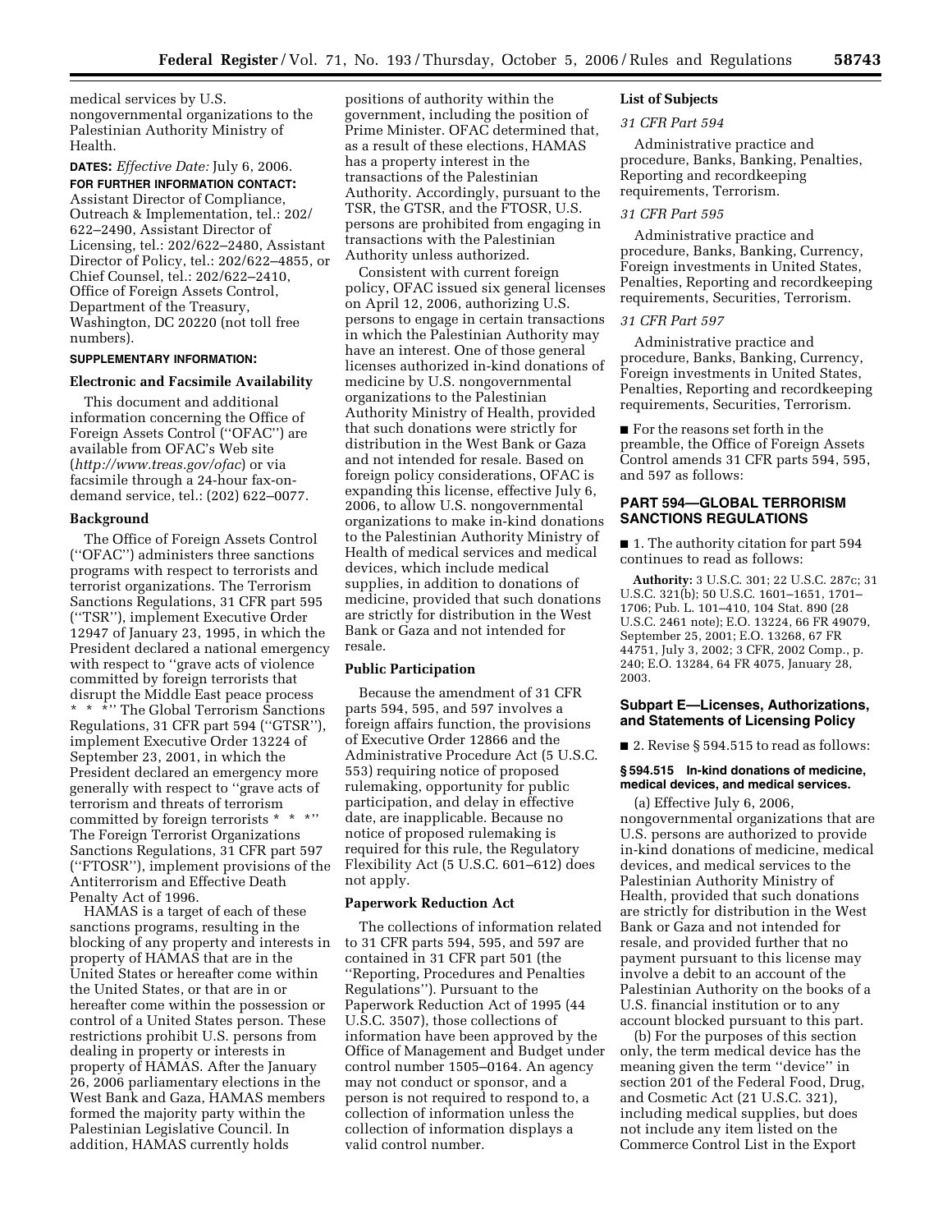medical services by U.S. nongovernmental organizations to the Palestinian Authority Ministry of Health.

**DATES:** *Effective Date:* July 6, 2006.

**FOR FURTHER INFORMATION CONTACT:** Assistant Director of Compliance, Outreach & Implementation, tel.: 202/622–2490, Assistant Director of Licensing, tel.: 202/622–2480, Assistant Director of Policy, tel.: 202/622–4855, or Chief Counsel, tel.: 202/622–2410, Office of Foreign Assets Control, Department of the Treasury, Washington, DC 20220 (not toll free numbers).

**SUPPLEMENTARY INFORMATION:**

### Electronic and Facsimile Availability

This document and additional information concerning the Office of Foreign Assets Control (''OFAC'') are available from OFAC's Web site (*http://www.treas.gov/ofac*) or via facsimile through a 24-hour fax-on-demand service, tel.: (202) 622–0077.

### Background

The Office of Foreign Assets Control (''OFAC'') administers three sanctions programs with respect to terrorists and terrorist organizations. The Terrorism Sanctions Regulations, 31 CFR part 595 (''TSR''), implement Executive Order 12947 of January 23, 1995, in which the President declared a national emergency with respect to ''grave acts of violence committed by foreign terrorists that disrupt the Middle East peace process * * *'' The Global Terrorism Sanctions Regulations, 31 CFR part 594 (''GTSR''), implement Executive Order 13224 of September 23, 2001, in which the President declared an emergency more generally with respect to ''grave acts of terrorism and threats of terrorism committed by foreign terrorists * * *'' The Foreign Terrorist Organizations Sanctions Regulations, 31 CFR part 597 (''FTOSR''), implement provisions of the Antiterrorism and Effective Death Penalty Act of 1996.

HAMAS is a target of each of these sanctions programs, resulting in the blocking of any property and interests in property of HAMAS that are in the United States or hereafter come within the United States, or that are in or hereafter come within the possession or control of a United States person. These restrictions prohibit U.S. persons from dealing in property or interests in property of HAMAS. After the January 26, 2006 parliamentary elections in the West Bank and Gaza, HAMAS members formed the majority party within the Palestinian Legislative Council. In addition, HAMAS currently holds positions of authority within the government, including the position of Prime Minister. OFAC determined that, as a result of these elections, HAMAS has a property interest in the transactions of the Palestinian Authority. Accordingly, pursuant to the TSR, the GTSR, and the FTOSR, U.S. persons are prohibited from engaging in transactions with the Palestinian Authority unless authorized.

Consistent with current foreign policy, OFAC issued six general licenses on April 12, 2006, authorizing U.S. persons to engage in certain transactions in which the Palestinian Authority may have an interest. One of those general licenses authorized in-kind donations of medicine by U.S. nongovernmental organizations to the Palestinian Authority Ministry of Health, provided that such donations were strictly for distribution in the West Bank or Gaza and not intended for resale. Based on foreign policy considerations, OFAC is expanding this license, effective July 6, 2006, to allow U.S. nongovernmental organizations to make in-kind donations to the Palestinian Authority Ministry of Health of medical services and medical devices, which include medical supplies, in addition to donations of medicine, provided that such donations are strictly for distribution in the West Bank or Gaza and not intended for resale.

### Public Participation

Because the amendment of 31 CFR parts 594, 595, and 597 involves a foreign affairs function, the provisions of Executive Order 12866 and the Administrative Procedure Act (5 U.S.C. 553) requiring notice of proposed rulemaking, opportunity for public participation, and delay in effective date, are inapplicable. Because no notice of proposed rulemaking is required for this rule, the Regulatory Flexibility Act (5 U.S.C. 601–612) does not apply.

### Paperwork Reduction Act

The collections of information related to 31 CFR parts 594, 595, and 597 are contained in 31 CFR part 501 (the ''Reporting, Procedures and Penalties Regulations''). Pursuant to the Paperwork Reduction Act of 1995 (44 U.S.C. 3507), those collections of information have been approved by the Office of Management and Budget under control number 1505–0164. An agency may not conduct or sponsor, and a person is not required to respond to, a collection of information unless the collection of information displays a valid control number.

### List of Subjects

*31 CFR Part 594*

Administrative practice and procedure, Banks, Banking, Penalties, Reporting and recordkeeping requirements, Terrorism.

*31 CFR Part 595*

Administrative practice and procedure, Banks, Banking, Currency, Foreign investments in United States, Penalties, Reporting and recordkeeping requirements, Securities, Terrorism.

*31 CFR Part 597*

Administrative practice and procedure, Banks, Banking, Currency, Foreign investments in United States, Penalties, Reporting and recordkeeping requirements, Securities, Terrorism.

■ For the reasons set forth in the preamble, the Office of Foreign Assets Control amends 31 CFR parts 594, 595, and 597 as follows:

## PART 594—GLOBAL TERRORISM SANCTIONS REGULATIONS

■ 1. The authority citation for part 594 continues to read as follows:

**Authority:** 3 U.S.C. 301; 22 U.S.C. 287c; 31 U.S.C. 321(b); 50 U.S.C. 1601–1651, 1701–1706; Pub. L. 101–410, 104 Stat. 890 (28 U.S.C. 2461 note); E.O. 13224, 66 FR 49079, September 25, 2001; E.O. 13268, 67 FR 44751, July 3, 2002; 3 CFR, 2002 Comp., p. 240; E.O. 13284, 64 FR 4075, January 28, 2003.

### Subpart E—Licenses, Authorizations, and Statements of Licensing Policy

■ 2. Revise § 594.515 to read as follows:

**§ 594.515 In-kind donations of medicine, medical devices, and medical services.**

(a) Effective July 6, 2006, nongovernmental organizations that are U.S. persons are authorized to provide in-kind donations of medicine, medical devices, and medical services to the Palestinian Authority Ministry of Health, provided that such donations are strictly for distribution in the West Bank or Gaza and not intended for resale, and provided further that no payment pursuant to this license may involve a debit to an account of the Palestinian Authority on the books of a U.S. financial institution or to any account blocked pursuant to this part.

(b) For the purposes of this section only, the term medical device has the meaning given the term ''device'' in section 201 of the Federal Food, Drug, and Cosmetic Act (21 U.S.C. 321), including medical supplies, but does not include any item listed on the Commerce Control List in the Export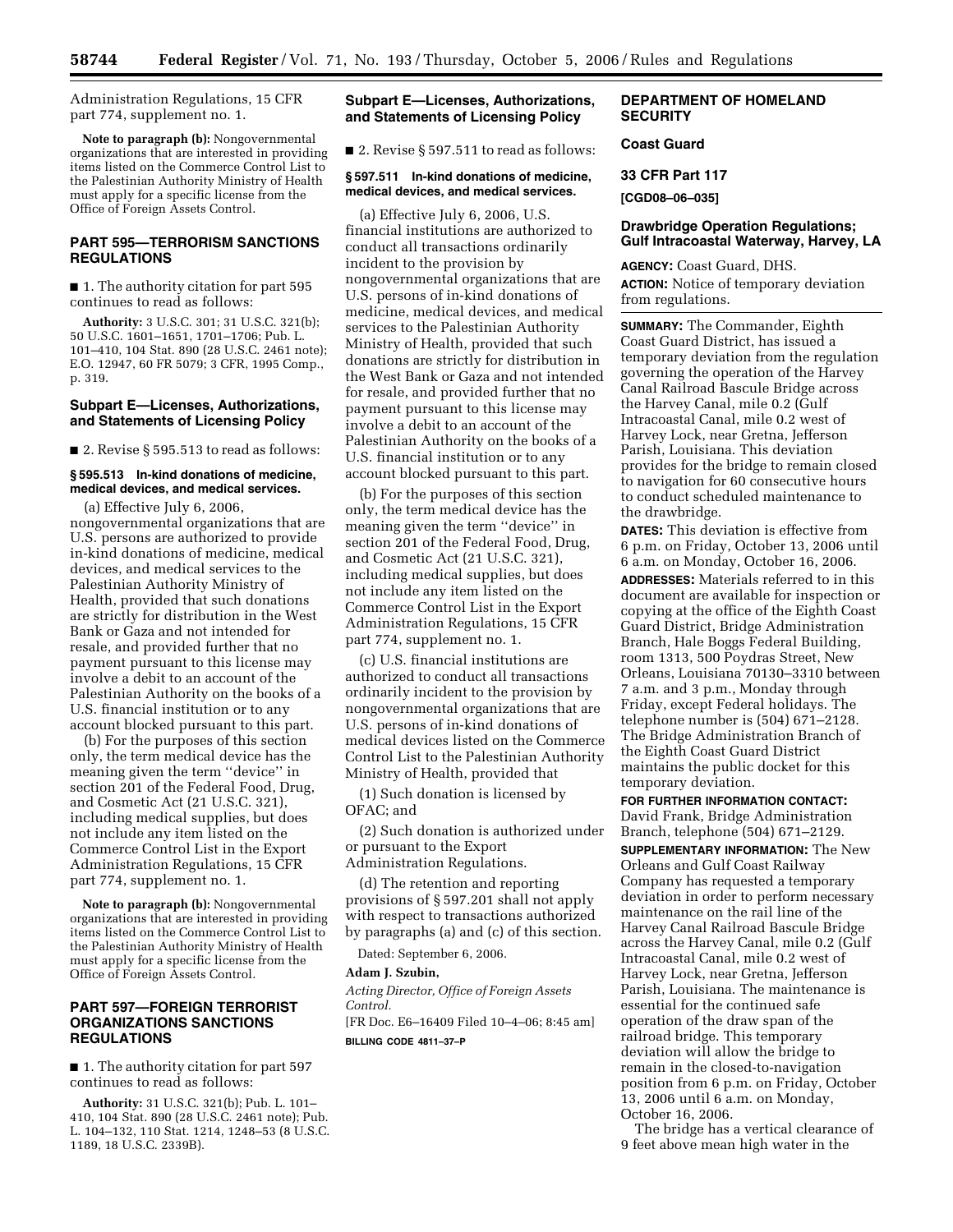Administration Regulations, 15 CFR part 774, supplement no. 1.

**Note to paragraph (b):** Nongovernmental organizations that are interested in providing items listed on the Commerce Control List to the Palestinian Authority Ministry of Health must apply for a specific license from the Office of Foreign Assets Control.

## PART 595—TERRORISM SANCTIONS REGULATIONS

■ 1. The authority citation for part 595 continues to read as follows:

**Authority:** 3 U.S.C. 301; 31 U.S.C. 321(b); 50 U.S.C. 1601–1651, 1701–1706; Pub. L. 101–410, 104 Stat. 890 (28 U.S.C. 2461 note); E.O. 12947, 60 FR 5079; 3 CFR, 1995 Comp., p. 319.

### Subpart E—Licenses, Authorizations, and Statements of Licensing Policy

■ 2. Revise § 595.513 to read as follows:

**§ 595.513 In-kind donations of medicine, medical devices, and medical services.**

(a) Effective July 6, 2006, nongovernmental organizations that are U.S. persons are authorized to provide in-kind donations of medicine, medical devices, and medical services to the Palestinian Authority Ministry of Health, provided that such donations are strictly for distribution in the West Bank or Gaza and not intended for resale, and provided further that no payment pursuant to this license may involve a debit to an account of the Palestinian Authority on the books of a U.S. financial institution or to any account blocked pursuant to this part.

(b) For the purposes of this section only, the term medical device has the meaning given the term ''device'' in section 201 of the Federal Food, Drug, and Cosmetic Act (21 U.S.C. 321), including medical supplies, but does not include any item listed on the Commerce Control List in the Export Administration Regulations, 15 CFR part 774, supplement no. 1.

**Note to paragraph (b):** Nongovernmental organizations that are interested in providing items listed on the Commerce Control List to the Palestinian Authority Ministry of Health must apply for a specific license from the Office of Foreign Assets Control.

## PART 597—FOREIGN TERRORIST ORGANIZATIONS SANCTIONS REGULATIONS

■ 1. The authority citation for part 597 continues to read as follows:

**Authority:** 31 U.S.C. 321(b); Pub. L. 101–410, 104 Stat. 890 (28 U.S.C. 2461 note); Pub. L. 104–132, 110 Stat. 1214, 1248–53 (8 U.S.C. 1189, 18 U.S.C. 2339B).

### Subpart E—Licenses, Authorizations, and Statements of Licensing Policy

■ 2. Revise § 597.511 to read as follows:

**§ 597.511 In-kind donations of medicine, medical devices, and medical services.**

(a) Effective July 6, 2006, U.S. financial institutions are authorized to conduct all transactions ordinarily incident to the provision by nongovernmental organizations that are U.S. persons of in-kind donations of medicine, medical devices, and medical services to the Palestinian Authority Ministry of Health, provided that such donations are strictly for distribution in the West Bank or Gaza and not intended for resale, and provided further that no payment pursuant to this license may involve a debit to an account of the Palestinian Authority on the books of a U.S. financial institution or to any account blocked pursuant to this part.

(b) For the purposes of this section only, the term medical device has the meaning given the term ''device'' in section 201 of the Federal Food, Drug, and Cosmetic Act (21 U.S.C. 321), including medical supplies, but does not include any item listed on the Commerce Control List in the Export Administration Regulations, 15 CFR part 774, supplement no. 1.

(c) U.S. financial institutions are authorized to conduct all transactions ordinarily incident to the provision by nongovernmental organizations that are U.S. persons of in-kind donations of medical devices listed on the Commerce Control List to the Palestinian Authority Ministry of Health, provided that

(1) Such donation is licensed by OFAC; and

(2) Such donation is authorized under or pursuant to the Export Administration Regulations.

(d) The retention and reporting provisions of § 597.201 shall not apply with respect to transactions authorized by paragraphs (a) and (c) of this section.

Dated: September 6, 2006.

**Adam J. Szubin,**

*Acting Director, Office of Foreign Assets Control.*

[FR Doc. E6–16409 Filed 10–4–06; 8:45 am]

**BILLING CODE 4811–37–P**

## DEPARTMENT OF HOMELAND SECURITY

### Coast Guard

### 33 CFR Part 117

**[CGD08–06–035]**

### Drawbridge Operation Regulations; Gulf Intracoastal Waterway, Harvey, LA

**AGENCY:** Coast Guard, DHS.

**ACTION:** Notice of temporary deviation from regulations.

**SUMMARY:** The Commander, Eighth Coast Guard District, has issued a temporary deviation from the regulation governing the operation of the Harvey Canal Railroad Bascule Bridge across the Harvey Canal, mile 0.2 (Gulf Intracoastal Canal, mile 0.2 west of Harvey Lock, near Gretna, Jefferson Parish, Louisiana. This deviation provides for the bridge to remain closed to navigation for 60 consecutive hours to conduct scheduled maintenance to the drawbridge.

**DATES:** This deviation is effective from 6 p.m. on Friday, October 13, 2006 until 6 a.m. on Monday, October 16, 2006.

**ADDRESSES:** Materials referred to in this document are available for inspection or copying at the office of the Eighth Coast Guard District, Bridge Administration Branch, Hale Boggs Federal Building, room 1313, 500 Poydras Street, New Orleans, Louisiana 70130–3310 between 7 a.m. and 3 p.m., Monday through Friday, except Federal holidays. The telephone number is (504) 671–2128. The Bridge Administration Branch of the Eighth Coast Guard District maintains the public docket for this temporary deviation.

**FOR FURTHER INFORMATION CONTACT:** David Frank, Bridge Administration Branch, telephone (504) 671–2129.

**SUPPLEMENTARY INFORMATION:** The New Orleans and Gulf Coast Railway Company has requested a temporary deviation in order to perform necessary maintenance on the rail line of the Harvey Canal Railroad Bascule Bridge across the Harvey Canal, mile 0.2 (Gulf Intracoastal Canal, mile 0.2 west of Harvey Lock, near Gretna, Jefferson Parish, Louisiana. The maintenance is essential for the continued safe operation of the draw span of the railroad bridge. This temporary deviation will allow the bridge to remain in the closed-to-navigation position from 6 p.m. on Friday, October 13, 2006 until 6 a.m. on Monday, October 16, 2006.

The bridge has a vertical clearance of 9 feet above mean high water in the